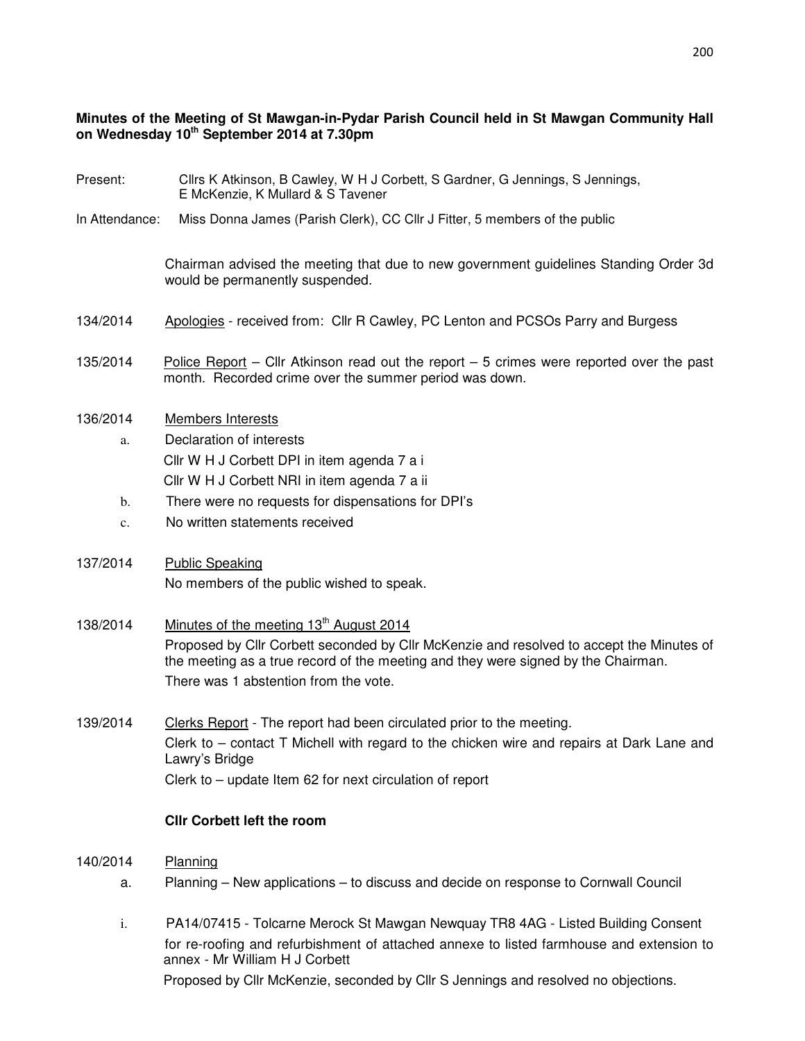**Minutes of the Meeting of St Mawgan-in-Pydar Parish Council held in St Mawgan Community Hall on Wednesday 10th September 2014 at 7.30pm**

Present: Cllrs K Atkinson, B Cawley, W H J Corbett, S Gardner, G Jennings, S Jennings, E McKenzie, K Mullard & S Tavener

In Attendance: Miss Donna James (Parish Clerk), CC Cllr J Fitter, 5 members of the public

Chairman advised the meeting that due to new government guidelines Standing Order 3d would be permanently suspended.

134/2014 Apologies - received from: Cllr R Cawley, PC Lenton and PCSOs Parry and Burgess

135/2014 Police Report – Cllr Atkinson read out the report – 5 crimes were reported over the past month. Recorded crime over the summer period was down.

136/2014 Members Interests

a. Declaration of interests

Cllr W H J Corbett DPI in item agenda 7 a i

Cllr W H J Corbett NRI in item agenda 7 a ii

b. There were no requests for dispensations for DPI's

c. No written statements received

137/2014 Public Speaking

No members of the public wished to speak.

138/2014 Minutes of the meeting 13th August 2014

Proposed by Cllr Corbett seconded by Cllr McKenzie and resolved to accept the Minutes of the meeting as a true record of the meeting and they were signed by the Chairman.

There was 1 abstention from the vote.

139/2014 Clerks Report - The report had been circulated prior to the meeting.

Clerk to – contact T Michell with regard to the chicken wire and repairs at Dark Lane and Lawry's Bridge

Clerk to – update Item 62 for next circulation of report

**Cllr Corbett left the room**

140/2014 Planning

a. Planning – New applications – to discuss and decide on response to Cornwall Council

i. PA14/07415 - Tolcarne Merock St Mawgan Newquay TR8 4AG - Listed Building Consent for re-roofing and refurbishment of attached annexe to listed farmhouse and extension to annex - Mr William H J Corbett

Proposed by Cllr McKenzie, seconded by Cllr S Jennings and resolved no objections.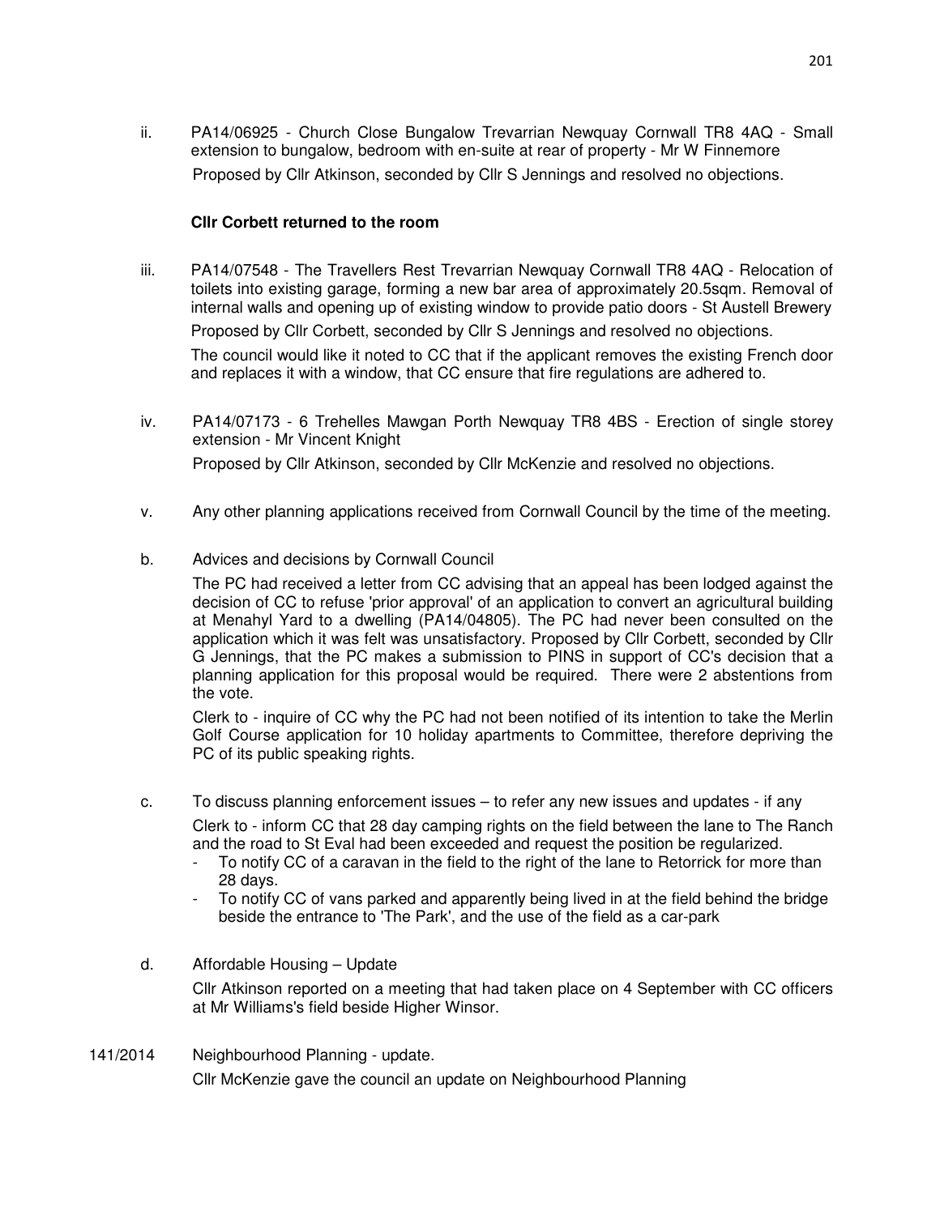ii. PA14/06925 - Church Close Bungalow Trevarrian Newquay Cornwall TR8 4AQ - Small extension to bungalow, bedroom with en-suite at rear of property - Mr W Finnemore

Proposed by Cllr Atkinson, seconded by Cllr S Jennings and resolved no objections.

**Cllr Corbett returned to the room**

iii. PA14/07548 - The Travellers Rest Trevarrian Newquay Cornwall TR8 4AQ - Relocation of toilets into existing garage, forming a new bar area of approximately 20.5sqm. Removal of internal walls and opening up of existing window to provide patio doors - St Austell Brewery

Proposed by Cllr Corbett, seconded by Cllr S Jennings and resolved no objections.

The council would like it noted to CC that if the applicant removes the existing French door and replaces it with a window, that CC ensure that fire regulations are adhered to.

iv. PA14/07173 - 6 Trehelles Mawgan Porth Newquay TR8 4BS - Erection of single storey extension - Mr Vincent Knight

Proposed by Cllr Atkinson, seconded by Cllr McKenzie and resolved no objections.

v. Any other planning applications received from Cornwall Council by the time of the meeting.

b. Advices and decisions by Cornwall Council

The PC had received a letter from CC advising that an appeal has been lodged against the decision of CC to refuse 'prior approval' of an application to convert an agricultural building at Menahyl Yard to a dwelling (PA14/04805). The PC had never been consulted on the application which it was felt was unsatisfactory. Proposed by Cllr Corbett, seconded by Cllr G Jennings, that the PC makes a submission to PINS in support of CC's decision that a planning application for this proposal would be required. There were 2 abstentions from the vote.

Clerk to - inquire of CC why the PC had not been notified of its intention to take the Merlin Golf Course application for 10 holiday apartments to Committee, therefore depriving the PC of its public speaking rights.

c. To discuss planning enforcement issues – to refer any new issues and updates - if any

Clerk to - inform CC that 28 day camping rights on the field between the lane to The Ranch and the road to St Eval had been exceeded and request the position be regularized.

- To notify CC of a caravan in the field to the right of the lane to Retorrick for more than 28 days.
- To notify CC of vans parked and apparently being lived in at the field behind the bridge beside the entrance to 'The Park', and the use of the field as a car-park

d. Affordable Housing – Update

Cllr Atkinson reported on a meeting that had taken place on 4 September with CC officers at Mr Williams's field beside Higher Winsor.

141/2014 Neighbourhood Planning - update.

Cllr McKenzie gave the council an update on Neighbourhood Planning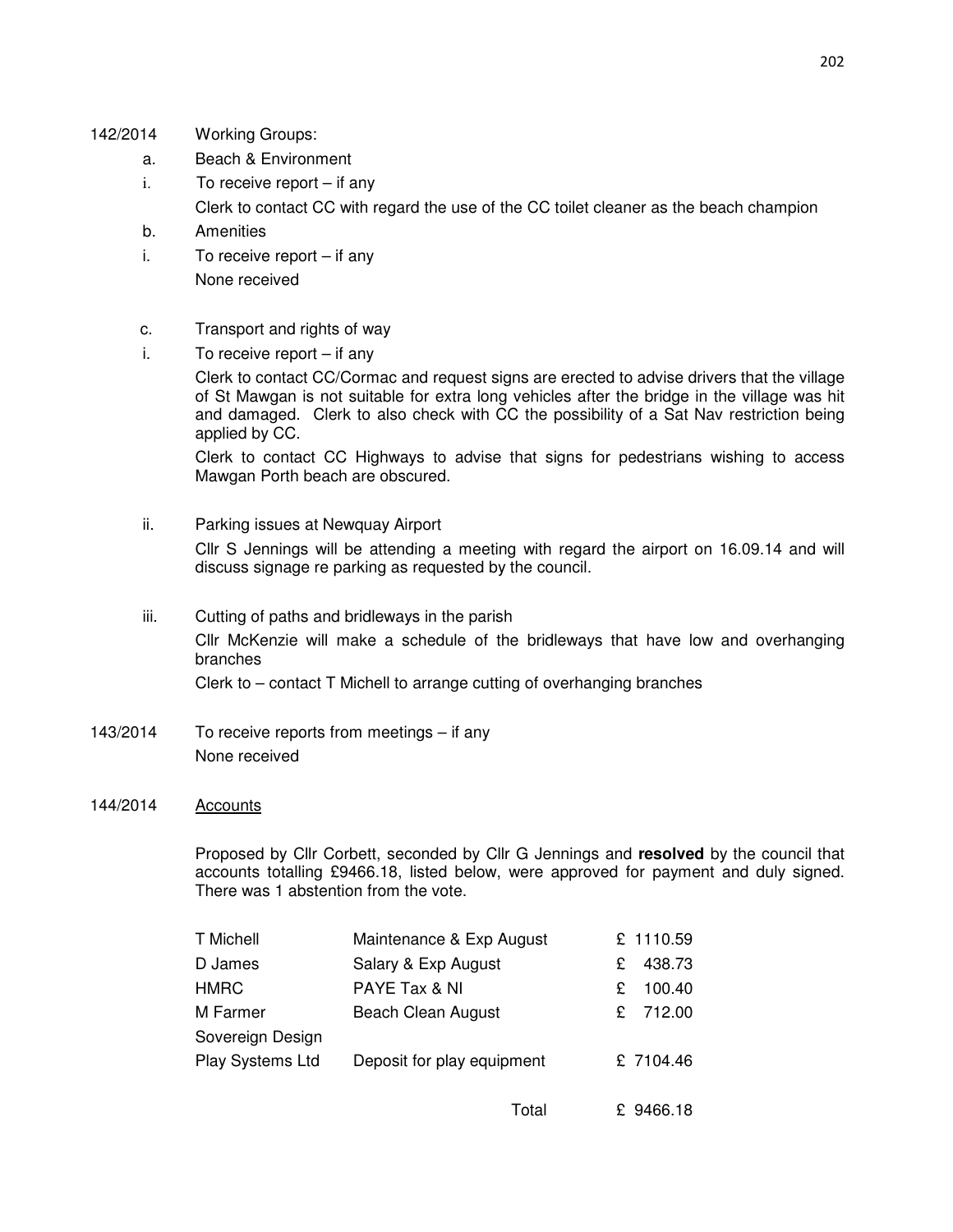142/2014 Working Groups:

a. Beach & Environment

i. To receive report – if any

Clerk to contact CC with regard the use of the CC toilet cleaner as the beach champion

b. Amenities

i. To receive report – if any

None received

c. Transport and rights of way

i. To receive report – if any

Clerk to contact CC/Cormac and request signs are erected to advise drivers that the village of St Mawgan is not suitable for extra long vehicles after the bridge in the village was hit and damaged. Clerk to also check with CC the possibility of a Sat Nav restriction being applied by CC.

Clerk to contact CC Highways to advise that signs for pedestrians wishing to access Mawgan Porth beach are obscured.

ii. Parking issues at Newquay Airport

Cllr S Jennings will be attending a meeting with regard the airport on 16.09.14 and will discuss signage re parking as requested by the council.

iii. Cutting of paths and bridleways in the parish

Cllr McKenzie will make a schedule of the bridleways that have low and overhanging branches

Clerk to – contact T Michell to arrange cutting of overhanging branches

143/2014 To receive reports from meetings – if any

None received

144/2014 Accounts

Proposed by Cllr Corbett, seconded by Cllr G Jennings and **resolved** by the council that accounts totalling £9466.18, listed below, were approved for payment and duly signed. There was 1 abstention from the vote.

| | | |
|---|---|---|
| T Michell | Maintenance & Exp August | £ 1110.59 |
| D James | Salary & Exp August | £ 438.73 |
| HMRC | PAYE Tax & NI | £ 100.40 |
| M Farmer | Beach Clean August | £ 712.00 |
| Sovereign Design Play Systems Ltd | Deposit for play equipment | £ 7104.46 |
| | Total | £ 9466.18 |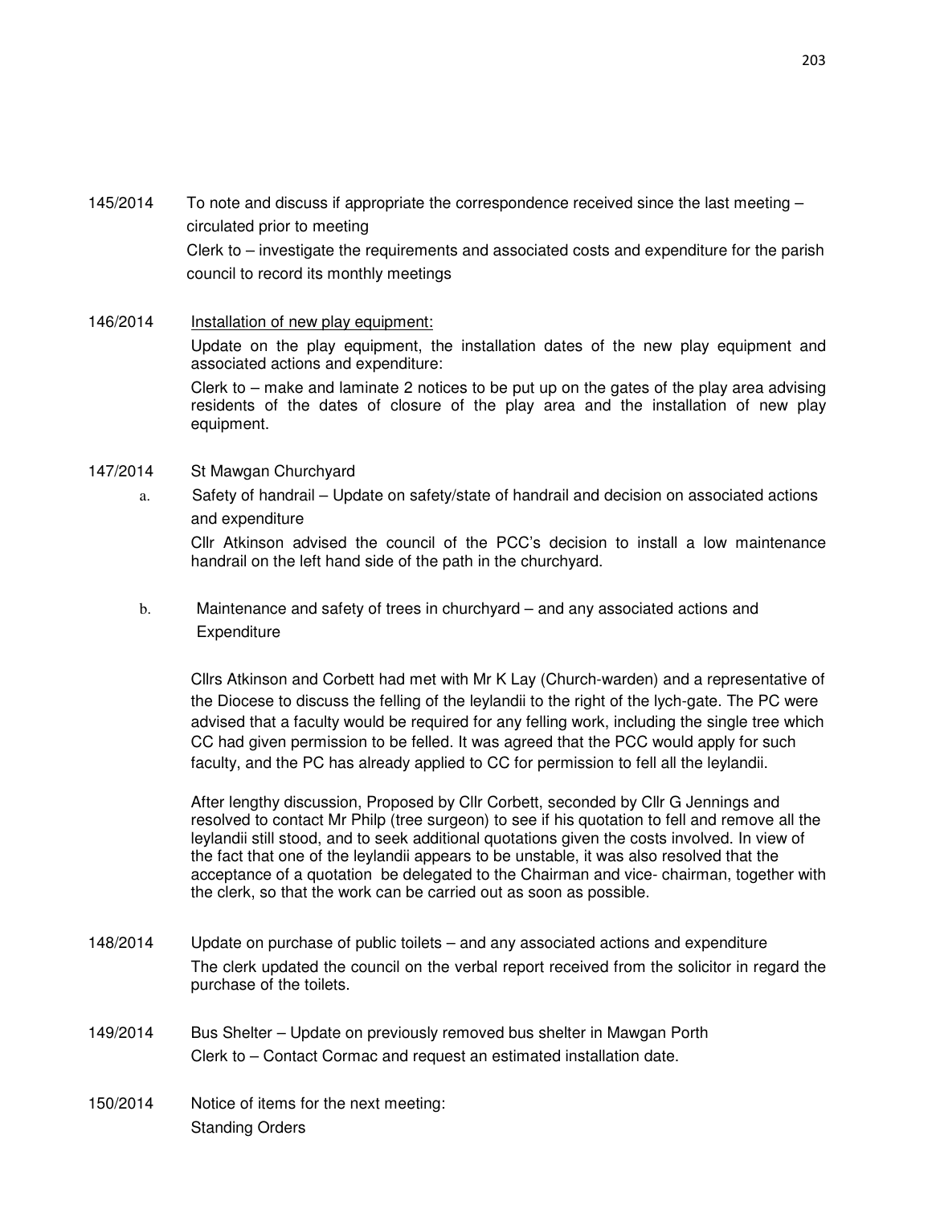145/2014 To note and discuss if appropriate the correspondence received since the last meeting – circulated prior to meeting

Clerk to – investigate the requirements and associated costs and expenditure for the parish council to record its monthly meetings

146/2014 <u>Installation of new play equipment:</u>

Update on the play equipment, the installation dates of the new play equipment and associated actions and expenditure:

Clerk to – make and laminate 2 notices to be put up on the gates of the play area advising residents of the dates of closure of the play area and the installation of new play equipment.

147/2014 St Mawgan Churchyard

a. Safety of handrail – Update on safety/state of handrail and decision on associated actions and expenditure

Cllr Atkinson advised the council of the PCC's decision to install a low maintenance handrail on the left hand side of the path in the churchyard.

b. Maintenance and safety of trees in churchyard – and any associated actions and Expenditure

Cllrs Atkinson and Corbett had met with Mr K Lay (Church-warden) and a representative of the Diocese to discuss the felling of the leylandii to the right of the lych-gate. The PC were advised that a faculty would be required for any felling work, including the single tree which CC had given permission to be felled. It was agreed that the PCC would apply for such faculty, and the PC has already applied to CC for permission to fell all the leylandii.

After lengthy discussion, Proposed by Cllr Corbett, seconded by Cllr G Jennings and resolved to contact Mr Philp (tree surgeon) to see if his quotation to fell and remove all the leylandii still stood, and to seek additional quotations given the costs involved. In view of the fact that one of the leylandii appears to be unstable, it was also resolved that the acceptance of a quotation be delegated to the Chairman and vice- chairman, together with the clerk, so that the work can be carried out as soon as possible.

148/2014 Update on purchase of public toilets – and any associated actions and expenditure

The clerk updated the council on the verbal report received from the solicitor in regard the purchase of the toilets.

149/2014 Bus Shelter – Update on previously removed bus shelter in Mawgan Porth

Clerk to – Contact Cormac and request an estimated installation date.

150/2014 Notice of items for the next meeting:

Standing Orders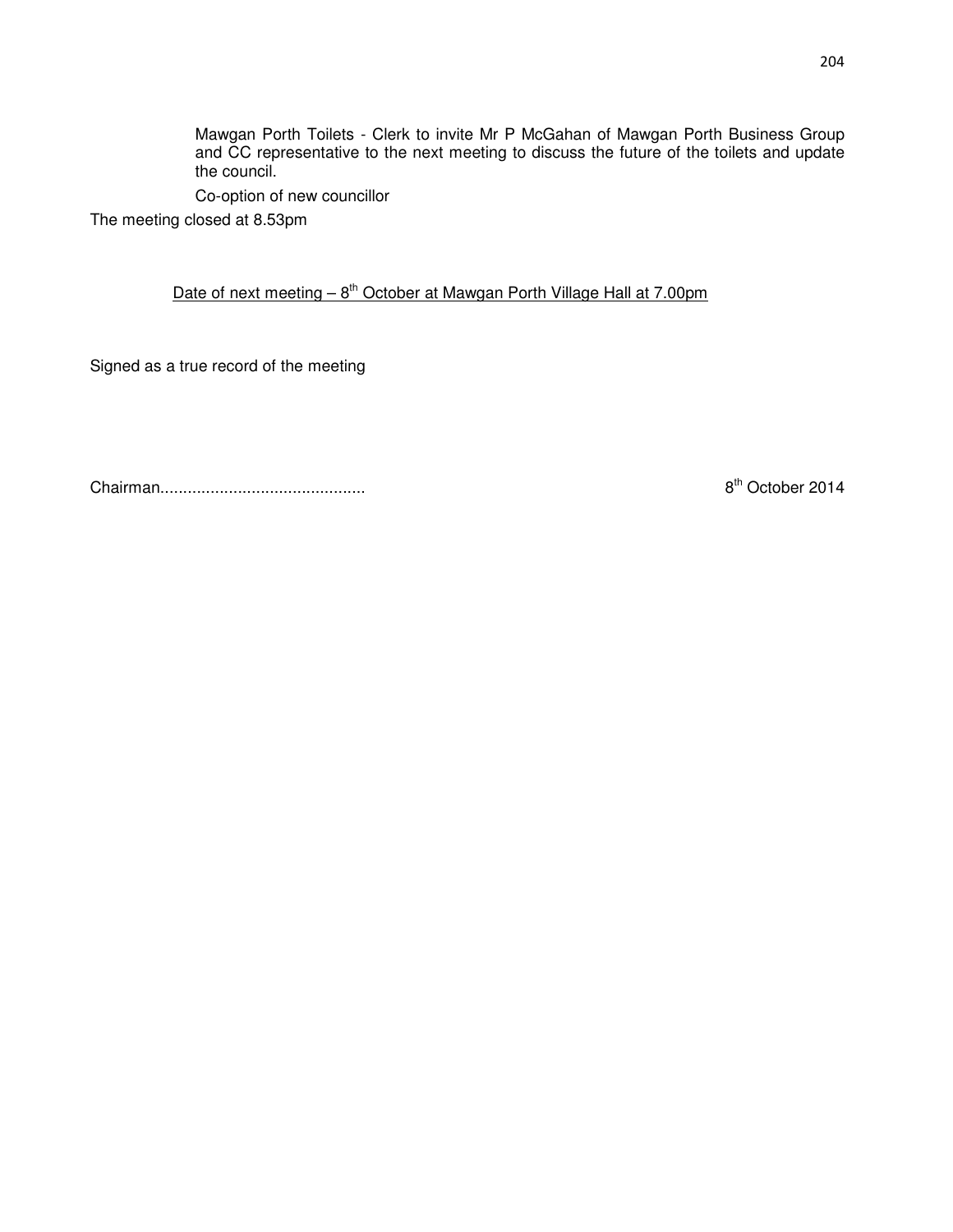Mawgan Porth Toilets - Clerk to invite Mr P McGahan of Mawgan Porth Business Group and CC representative to the next meeting to discuss the future of the toilets and update the council.

Co-option of new councillor

The meeting closed at 8.53pm

Date of next meeting – 8th October at Mawgan Porth Village Hall at 7.00pm

Signed as a true record of the meeting

Chairman............................................ 8th October 2014